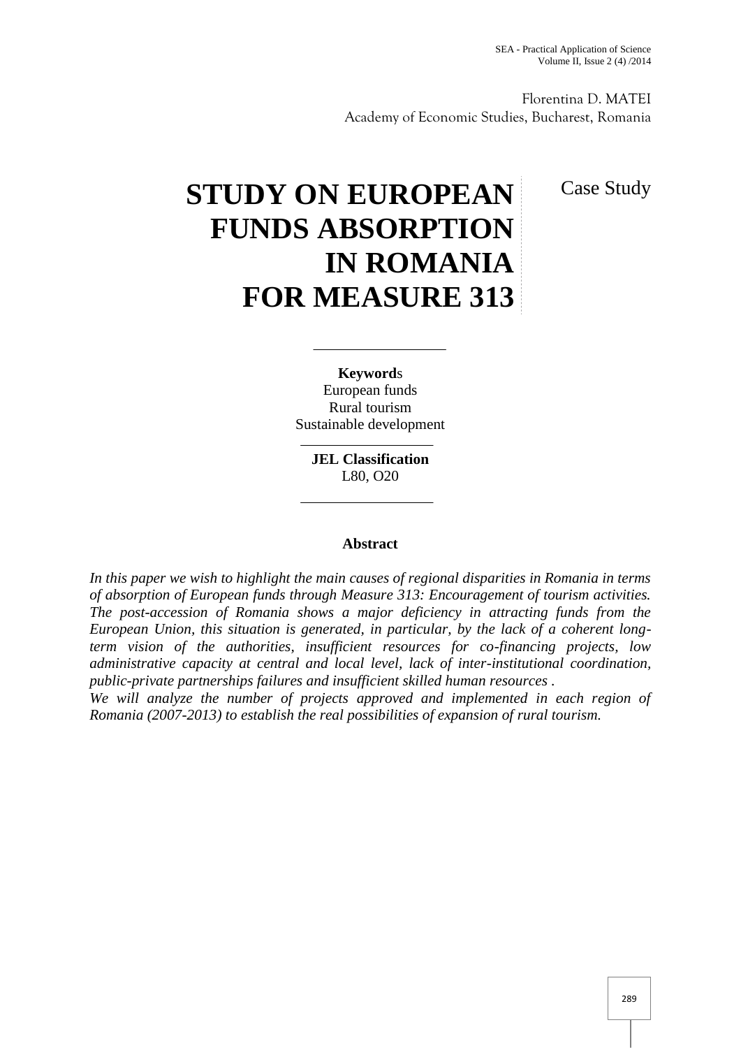Florentina D. MATEI
Academy of Economic Studies, Bucharest, Romania

# STUDY ON EUROPEAN FUNDS ABSORPTION IN ROMANIA FOR MEASURE 313

Case Study

**Keywords**
European funds
Rural tourism
Sustainable development

**JEL Classification**
L80, O20

## Abstract

*In this paper we wish to highlight the main causes of regional disparities in Romania in terms of absorption of European funds through Measure 313: Encouragement of tourism activities. The post-accession of Romania shows a major deficiency in attracting funds from the European Union, this situation is generated, in particular, by the lack of a coherent long-term vision of the authorities, insufficient resources for co-financing projects, low administrative capacity at central and local level, lack of inter-institutional coordination, public-private partnerships failures and insufficient skilled human resources .*

*We will analyze the number of projects approved and implemented in each region of Romania (2007-2013) to establish the real possibilities of expansion of rural tourism.*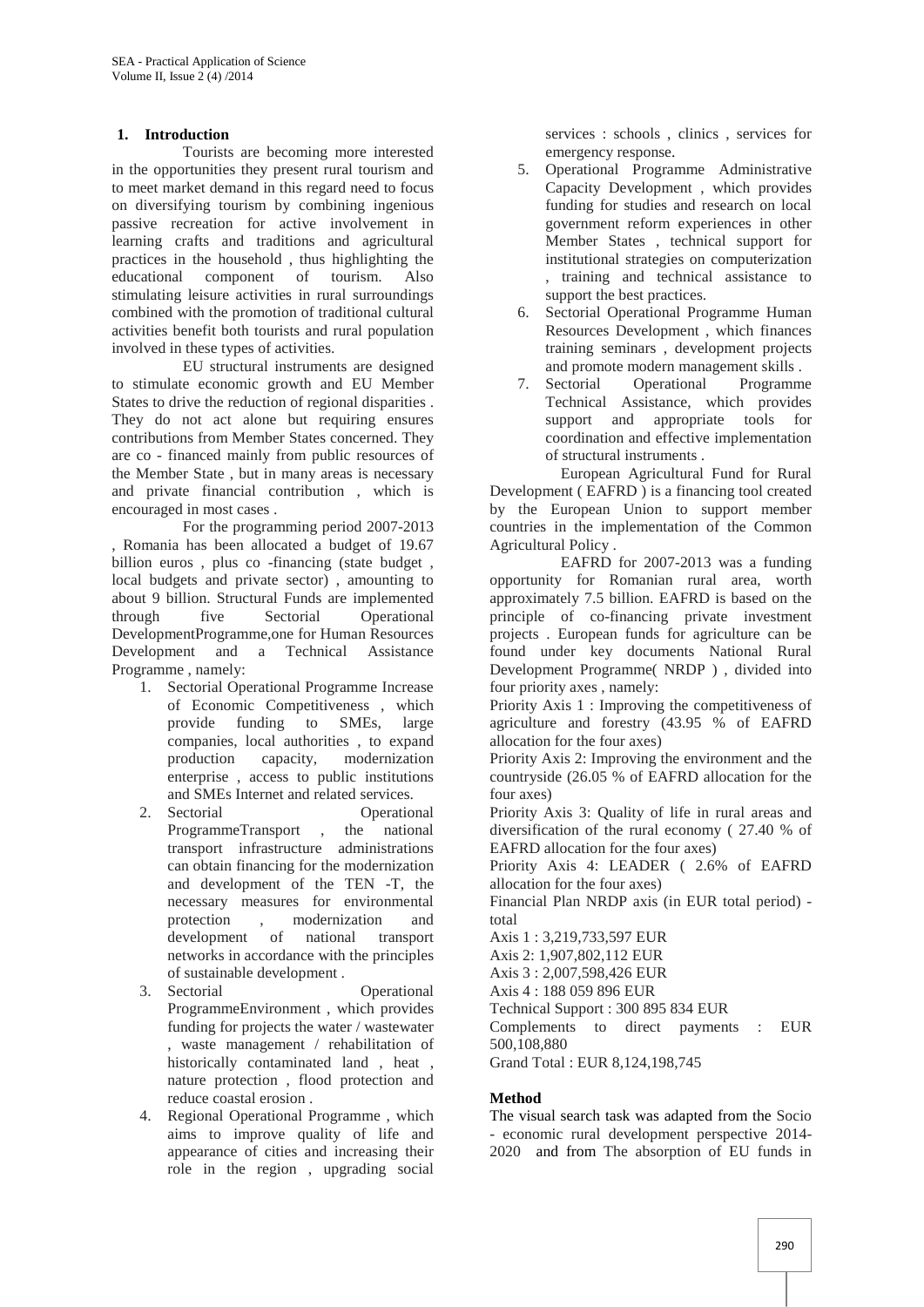## 1. Introduction

Tourists are becoming more interested in the opportunities they present rural tourism and to meet market demand in this regard need to focus on diversifying tourism by combining ingenious passive recreation for active involvement in learning crafts and traditions and agricultural practices in the household , thus highlighting the educational component of tourism. Also stimulating leisure activities in rural surroundings combined with the promotion of traditional cultural activities benefit both tourists and rural population involved in these types of activities.

EU structural instruments are designed to stimulate economic growth and EU Member States to drive the reduction of regional disparities . They do not act alone but requiring ensures contributions from Member States concerned. They are co - financed mainly from public resources of the Member State , but in many areas is necessary and private financial contribution , which is encouraged in most cases .

For the programming period 2007-2013 , Romania has been allocated a budget of 19.67 billion euros , plus co -financing (state budget , local budgets and private sector) , amounting to about 9 billion. Structural Funds are implemented through five Sectorial Operational DevelopmentProgramme,one for Human Resources Development and a Technical Assistance Programme , namely:

1. Sectorial Operational Programme Increase of Economic Competitiveness , which provide funding to SMEs, large companies, local authorities , to expand production capacity, modernization enterprise , access to public institutions and SMEs Internet and related services.
2. Sectorial Operational ProgrammeTransport , the national transport infrastructure administrations can obtain financing for the modernization and development of the TEN -T, the necessary measures for environmental protection , modernization and development of national transport networks in accordance with the principles of sustainable development .
3. Sectorial Operational ProgrammeEnvironment , which provides funding for projects the water / wastewater , waste management / rehabilitation of historically contaminated land , heat , nature protection , flood protection and reduce coastal erosion .
4. Regional Operational Programme , which aims to improve quality of life and appearance of cities and increasing their role in the region , upgrading social services : schools , clinics , services for emergency response.
5. Operational Programme Administrative Capacity Development , which provides funding for studies and research on local government reform experiences in other Member States , technical support for institutional strategies on computerization , training and technical assistance to support the best practices.
6. Sectorial Operational Programme Human Resources Development , which finances training seminars , development projects and promote modern management skills .
7. Sectorial Operational Programme Technical Assistance, which provides support and appropriate tools for coordination and effective implementation of structural instruments .

European Agricultural Fund for Rural Development ( EAFRD ) is a financing tool created by the European Union to support member countries in the implementation of the Common Agricultural Policy .

EAFRD for 2007-2013 was a funding opportunity for Romanian rural area, worth approximately 7.5 billion. EAFRD is based on the principle of co-financing private investment projects . European funds for agriculture can be found under key documents National Rural Development Programme( NRDP ) , divided into four priority axes , namely:

Priority Axis 1 : Improving the competitiveness of agriculture and forestry (43.95 % of EAFRD allocation for the four axes)

Priority Axis 2: Improving the environment and the countryside (26.05 % of EAFRD allocation for the four axes)

Priority Axis 3: Quality of life in rural areas and diversification of the rural economy ( 27.40 % of EAFRD allocation for the four axes)

Priority Axis 4: LEADER ( 2.6% of EAFRD allocation for the four axes)

Financial Plan NRDP axis (in EUR total period) - total

Axis 1 : 3,219,733,597 EUR

Axis 2: 1,907,802,112 EUR

Axis 3 : 2,007,598,426 EUR

Axis 4 : 188 059 896 EUR

Technical Support : 300 895 834 EUR

Complements to direct payments : EUR 500,108,880

Grand Total : EUR 8,124,198,745

**Method**

The visual search task was adapted from the Socio - economic rural development perspective 2014-2020 and from The absorption of EU funds in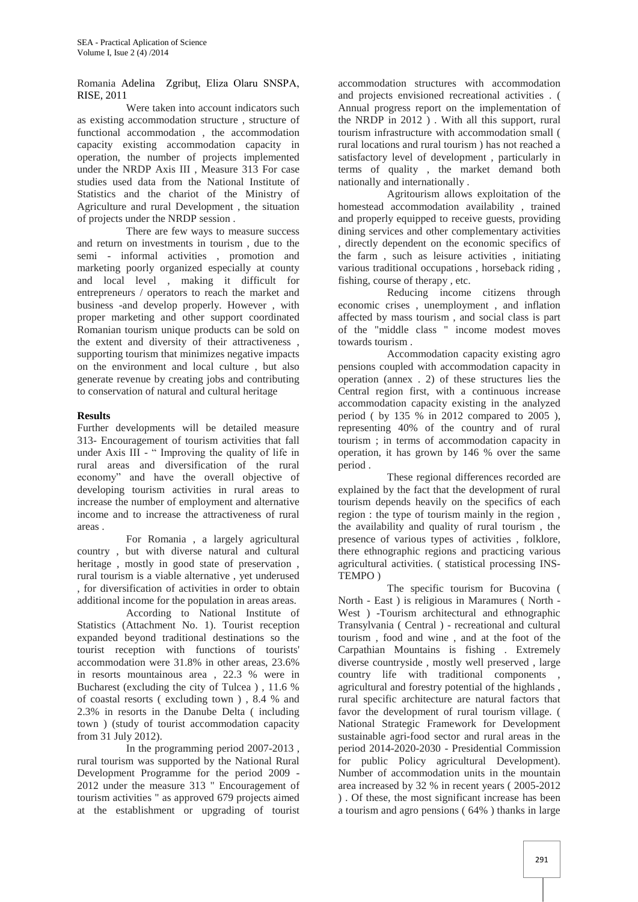Romania Adelina Zgribuț, Eliza Olaru SNSPA, RISE, 2011

Were taken into account indicators such as existing accommodation structure , structure of functional accommodation , the accommodation capacity existing accommodation capacity in operation, the number of projects implemented under the NRDP Axis III , Measure 313 For case studies used data from the National Institute of Statistics and the chariot of the Ministry of Agriculture and rural Development , the situation of projects under the NRDP session .

There are few ways to measure success and return on investments in tourism , due to the semi - informal activities , promotion and marketing poorly organized especially at county and local level , making it difficult for entrepreneurs / operators to reach the market and business -and develop properly. However , with proper marketing and other support coordinated Romanian tourism unique products can be sold on the extent and diversity of their attractiveness , supporting tourism that minimizes negative impacts on the environment and local culture , but also generate revenue by creating jobs and contributing to conservation of natural and cultural heritage

**Results**

Further developments will be detailed measure 313- Encouragement of tourism activities that fall under Axis III - " Improving the quality of life in rural areas and diversification of the rural economy" and have the overall objective of developing tourism activities in rural areas to increase the number of employment and alternative income and to increase the attractiveness of rural areas .

For Romania , a largely agricultural country , but with diverse natural and cultural heritage , mostly in good state of preservation , rural tourism is a viable alternative , yet underused , for diversification of activities in order to obtain additional income for the population in areas areas.

According to National Institute of Statistics (Attachment No. 1). Tourist reception expanded beyond traditional destinations so the tourist reception with functions of tourists' accommodation were 31.8% in other areas, 23.6% in resorts mountainous area , 22.3 % were in Bucharest (excluding the city of Tulcea ) , 11.6 % of coastal resorts ( excluding town ) , 8.4 % and 2.3% in resorts in the Danube Delta ( including town ) (study of tourist accommodation capacity from 31 July 2012).

In the programming period 2007-2013 , rural tourism was supported by the National Rural Development Programme for the period 2009 - 2012 under the measure 313 " Encouragement of tourism activities " as approved 679 projects aimed at the establishment or upgrading of tourist accommodation structures with accommodation and projects envisioned recreational activities . ( Annual progress report on the implementation of the NRDP in 2012 ) . With all this support, rural tourism infrastructure with accommodation small ( rural locations and rural tourism ) has not reached a satisfactory level of development , particularly in terms of quality , the market demand both nationally and internationally .

Agritourism allows exploitation of the homestead accommodation availability , trained and properly equipped to receive guests, providing dining services and other complementary activities , directly dependent on the economic specifics of the farm , such as leisure activities , initiating various traditional occupations , horseback riding , fishing, course of therapy , etc.

Reducing income citizens through economic crises , unemployment , and inflation affected by mass tourism , and social class is part of the "middle class " income modest moves towards tourism .

Accommodation capacity existing agro pensions coupled with accommodation capacity in operation (annex . 2) of these structures lies the Central region first, with a continuous increase accommodation capacity existing in the analyzed period ( by 135 % in 2012 compared to 2005 ), representing 40% of the country and of rural tourism ; in terms of accommodation capacity in operation, it has grown by 146 % over the same period .

These regional differences recorded are explained by the fact that the development of rural tourism depends heavily on the specifics of each region : the type of tourism mainly in the region , the availability and quality of rural tourism , the presence of various types of activities , folklore, there ethnographic regions and practicing various agricultural activities. ( statistical processing INS-TEMPO )

The specific tourism for Bucovina ( North - East ) is religious in Maramures ( North - West ) -Tourism architectural and ethnographic Transylvania ( Central ) - recreational and cultural tourism , food and wine , and at the foot of the Carpathian Mountains is fishing . Extremely diverse countryside , mostly well preserved , large country life with traditional components , agricultural and forestry potential of the highlands , rural specific architecture are natural factors that favor the development of rural tourism village. ( National Strategic Framework for Development sustainable agri-food sector and rural areas in the period 2014-2020-2030 - Presidential Commission for public Policy agricultural Development). Number of accommodation units in the mountain area increased by 32 % in recent years ( 2005-2012 ) . Of these, the most significant increase has been a tourism and agro pensions ( 64% ) thanks in large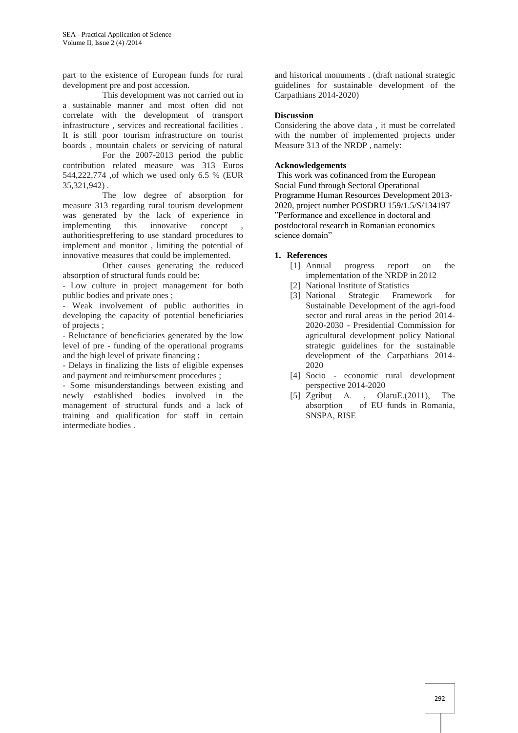part to the existence of European funds for rural development pre and post accession.

This development was not carried out in a sustainable manner and most often did not correlate with the development of transport infrastructure , services and recreational facilities . It is still poor tourism infrastructure on tourist boards , mountain chalets or servicing of natural

For the 2007-2013 period the public contribution related measure was 313 Euros 544,222,774 ,of which we used only 6.5 % (EUR 35,321,942) .

The low degree of absorption for measure 313 regarding rural tourism development was generated by the lack of experience in implementing this innovative concept , authoritiespreffering to use standard procedures to implement and monitor , limiting the potential of innovative measures that could be implemented.

Other causes generating the reduced absorption of structural funds could be:

- Low culture in project management for both public bodies and private ones ;
- Weak involvement of public authorities in developing the capacity of potential beneficiaries of projects ;
- Reluctance of beneficiaries generated by the low level of pre - funding of the operational programs and the high level of private financing ;
- Delays in finalizing the lists of eligible expenses and payment and reimbursement procedures ;
- Some misunderstandings between existing and newly established bodies involved in the management of structural funds and a lack of training and qualification for staff in certain intermediate bodies .

and historical monuments . (draft national strategic guidelines for sustainable development of the Carpathians 2014-2020)

**Discussion**

Considering the above data , it must be correlated with the number of implemented projects under Measure 313 of the NRDP , namely:

**Acknowledgements**

This work was cofinanced from the European Social Fund through Sectoral Operational Programme Human Resources Development 2013-2020, project number POSDRU 159/1.5/S/134197 ”Performance and excellence in doctoral and postdoctoral research in Romanian economics science domain”

**1. References**

[1] Annual progress report on the implementation of the NRDP in 2012

[2] National Institute of Statistics

[3] National Strategic Framework for Sustainable Development of the agri-food sector and rural areas in the period 2014-2020-2030 - Presidential Commission for agricultural development policy National strategic guidelines for the sustainable development of the Carpathians 2014-2020

[4] Socio - economic rural development perspective 2014-2020

[5] Zgribuț A. , OlaruE.(2011), The absorption of EU funds in Romania, SNSPA, RISE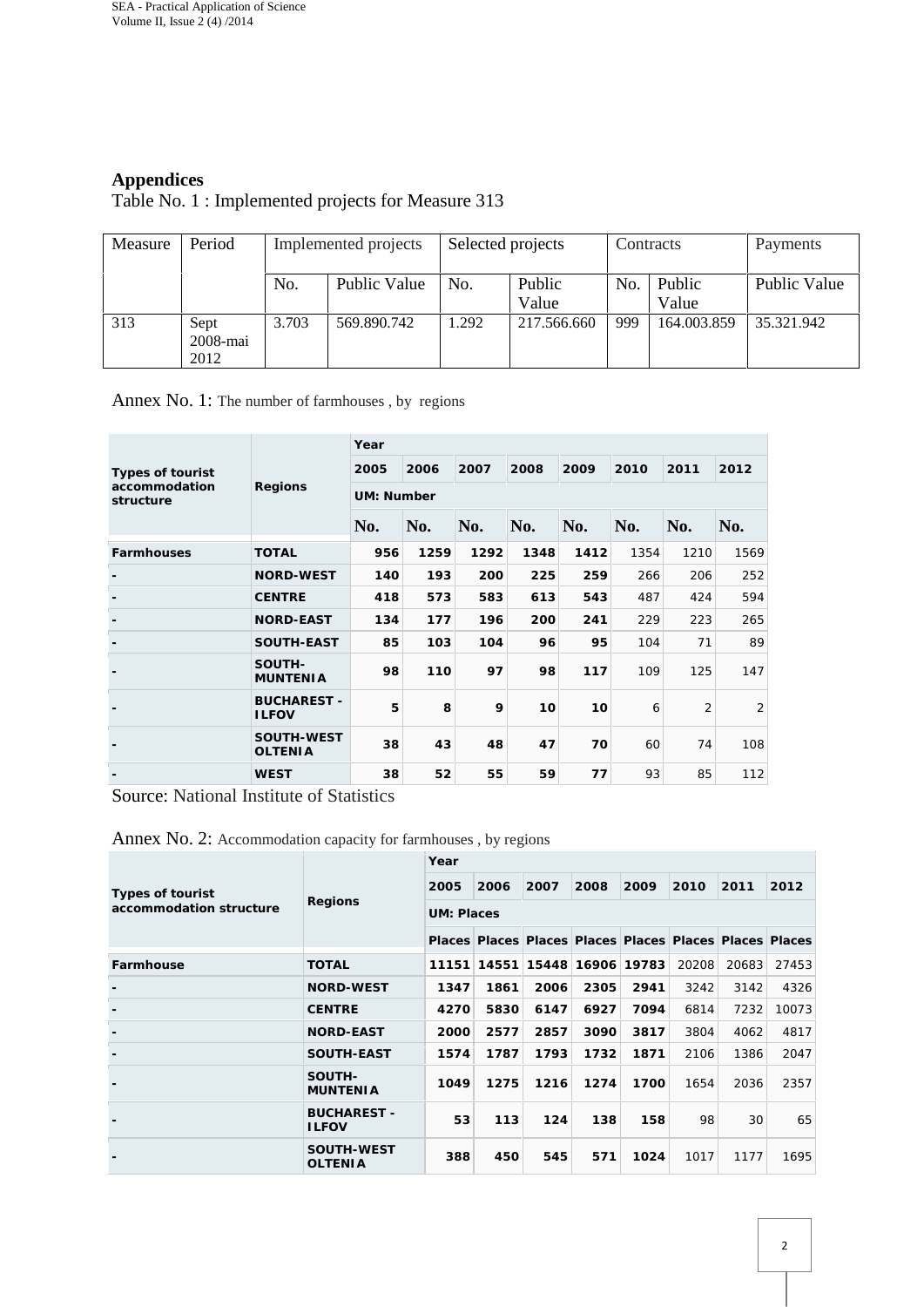## Appendices

Table No. 1 : Implemented projects for Measure 313

| Measure | Period | Implemented projects | | Selected projects | | Contracts | | Payments |
|---|---|---|---|---|---|---|---|---|
| | | No. | Public Value | No. | Public Value | No. | Public Value | Public Value |
| 313 | Sept 2008-mai 2012 | 3.703 | 569.890.742 | 1.292 | 217.566.660 | 999 | 164.003.859 | 35.321.942 |

Annex No. 1: The number of farmhouses , by regions

| Types of tourist accommodation structure | Regions | Year | | | | | | | |
|---|---|---|---|---|---|---|---|---|---|
| | | 2005 | 2006 | 2007 | 2008 | 2009 | 2010 | 2011 | 2012 |
| | | UM: Number | | | | | | | |
| | | No. | No. | No. | No. | No. | No. | No. | No. |
| **Farmhouses** | **TOTAL** | 956 | 1259 | 1292 | 1348 | 1412 | 1354 | 1210 | 1569 |
| - | **NORD-WEST** | 140 | 193 | 200 | 225 | 259 | 266 | 206 | 252 |
| - | **CENTRE** | 418 | 573 | 583 | 613 | 543 | 487 | 424 | 594 |
| - | **NORD-EAST** | 134 | 177 | 196 | 200 | 241 | 229 | 223 | 265 |
| - | **SOUTH-EAST** | 85 | 103 | 104 | 96 | 95 | 104 | 71 | 89 |
| - | **SOUTH-MUNTENIA** | 98 | 110 | 97 | 98 | 117 | 109 | 125 | 147 |
| - | **BUCHAREST - ILFOV** | 5 | 8 | 9 | 10 | 10 | 6 | 2 | 2 |
| - | **SOUTH-WEST OLTENIA** | 38 | 43 | 48 | 47 | 70 | 60 | 74 | 108 |
| - | **WEST** | 38 | 52 | 55 | 59 | 77 | 93 | 85 | 112 |

Source: National Institute of Statistics

Annex No. 2: Accommodation capacity for farmhouses , by regions

| Types of tourist accommodation structure | Regions | Year | | | | | | | |
|---|---|---|---|---|---|---|---|---|---|
| | | 2005 | 2006 | 2007 | 2008 | 2009 | 2010 | 2011 | 2012 |
| | | UM: Places | | | | | | | |
| | | Places | Places | Places | Places | Places | Places | Places | Places |
| **Farmhouse** | **TOTAL** | 11151 | 14551 | 15448 | 16906 | 19783 | 20208 | 20683 | 27453 |
| - | **NORD-WEST** | 1347 | 1861 | 2006 | 2305 | 2941 | 3242 | 3142 | 4326 |
| - | **CENTRE** | 4270 | 5830 | 6147 | 6927 | 7094 | 6814 | 7232 | 10073 |
| - | **NORD-EAST** | 2000 | 2577 | 2857 | 3090 | 3817 | 3804 | 4062 | 4817 |
| - | **SOUTH-EAST** | 1574 | 1787 | 1793 | 1732 | 1871 | 2106 | 1386 | 2047 |
| - | **SOUTH-MUNTENIA** | 1049 | 1275 | 1216 | 1274 | 1700 | 1654 | 2036 | 2357 |
| - | **BUCHAREST - ILFOV** | 53 | 113 | 124 | 138 | 158 | 98 | 30 | 65 |
| - | **SOUTH-WEST OLTENIA** | 388 | 450 | 545 | 571 | 1024 | 1017 | 1177 | 1695 |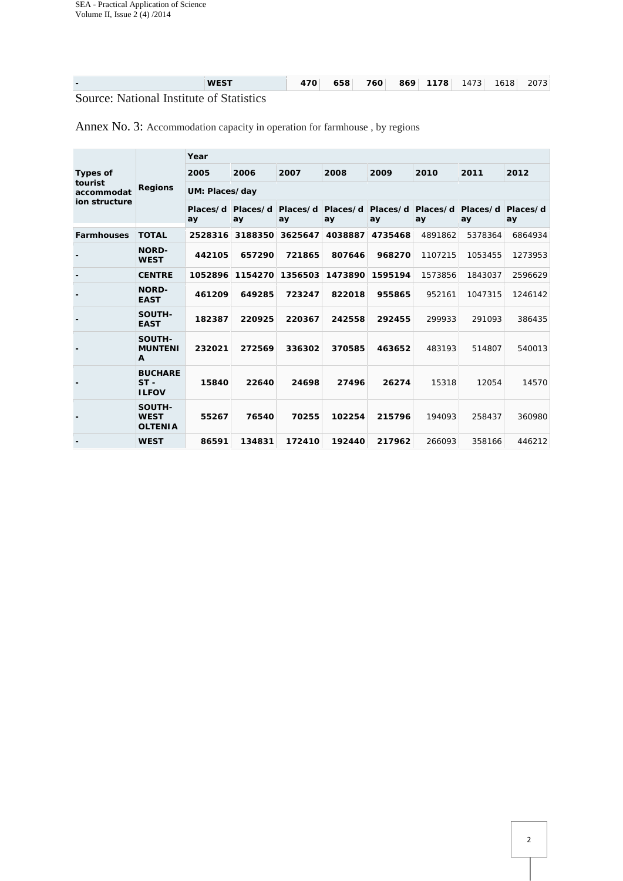| | | | | | | | | | |
|---|---|---|---|---|---|---|---|---|---|
| - | WEST | 470 | 658 | 760 | 869 | 1178 | 1473 | 1618 | 2073 |

Source: National Institute of Statistics

Annex No. 3: Accommodation capacity in operation for farmhouse , by regions

| Types of tourist accommodation structure | Regions | Year | | | | | | | |
|---|---|---|---|---|---|---|---|---|---|
| | | 2005 | 2006 | 2007 | 2008 | 2009 | 2010 | 2011 | 2012 |
| | | UM: Places/day | | | | | | | |
| | | Places/day | Places/day | Places/day | Places/day | Places/day | Places/day | Places/day | Places/day |
| Farmhouses | TOTAL | 2528316 | 3188350 | 3625647 | 4038887 | 4735468 | 4891862 | 5378364 | 6864934 |
| - | NORD-WEST | 442105 | 657290 | 721865 | 807646 | 968270 | 1107215 | 1053455 | 1273953 |
| - | CENTRE | 1052896 | 1154270 | 1356503 | 1473890 | 1595194 | 1573856 | 1843037 | 2596629 |
| - | NORD-EAST | 461209 | 649285 | 723247 | 822018 | 955865 | 952161 | 1047315 | 1246142 |
| - | SOUTH-EAST | 182387 | 220925 | 220367 | 242558 | 292455 | 299933 | 291093 | 386435 |
| - | SOUTH-MUNTENIA | 232021 | 272569 | 336302 | 370585 | 463652 | 483193 | 514807 | 540013 |
| - | BUCHAREST - ILFOV | 15840 | 22640 | 24698 | 27496 | 26274 | 15318 | 12054 | 14570 |
| - | SOUTH-WEST OLTENIA | 55267 | 76540 | 70255 | 102254 | 215796 | 194093 | 258437 | 360980 |
| - | WEST | 86591 | 134831 | 172410 | 192440 | 217962 | 266093 | 358166 | 446212 |